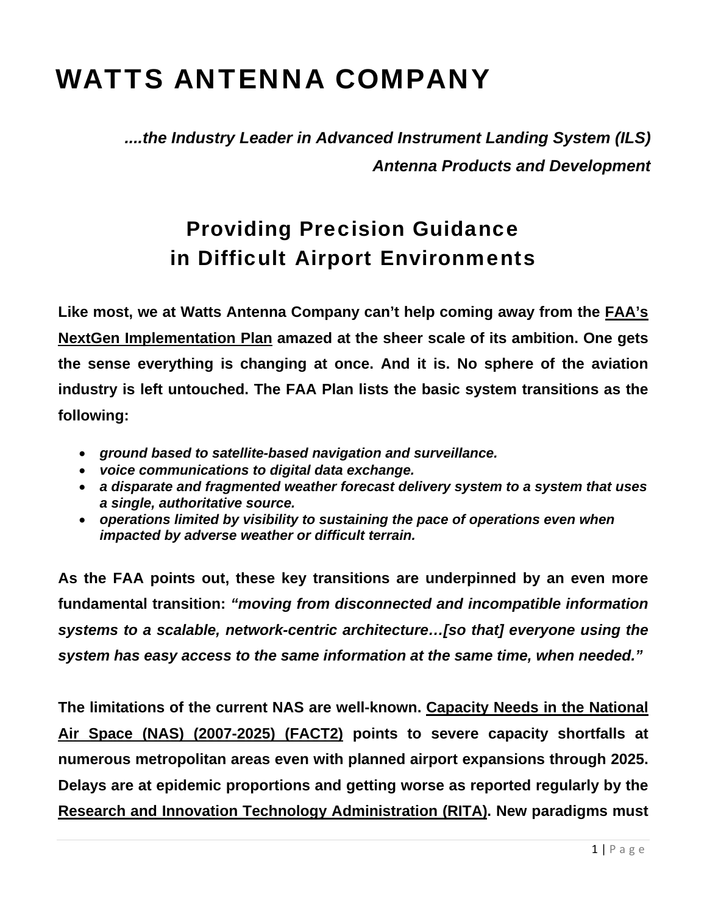# WATTS ANTENNA COMPANY

*....the Industry Leader in Advanced Instrument Landing System (ILS) Antenna Products and Development*

## Providing Precision Guidance in Difficult Airport Environments

**Like most, we at Watts Antenna Company can't help coming away from the FAA's NextGen Implementation Plan amazed at the sheer scale of its ambition. One gets the sense everything is changing at once. And it is. No sphere of the aviation industry is left untouched. The FAA Plan lists the basic system transitions as the following:**

- ***ground based to satellite-based navigation and surveillance.***
- ***voice communications to digital data exchange.***
- ***a disparate and fragmented weather forecast delivery system to a system that uses a single, authoritative source.***
- ***operations limited by visibility to sustaining the pace of operations even when impacted by adverse weather or difficult terrain.***

**As the FAA points out, these key transitions are underpinned by an even more fundamental transition: *"moving from disconnected and incompatible information systems to a scalable, network-centric architecture…[so that] everyone using the system has easy access to the same information at the same time, when needed."***

**The limitations of the current NAS are well-known. Capacity Needs in the National Air Space (NAS) (2007-2025) (FACT2) points to severe capacity shortfalls at numerous metropolitan areas even with planned airport expansions through 2025. Delays are at epidemic proportions and getting worse as reported regularly by the Research and Innovation Technology Administration (RITA). New paradigms must**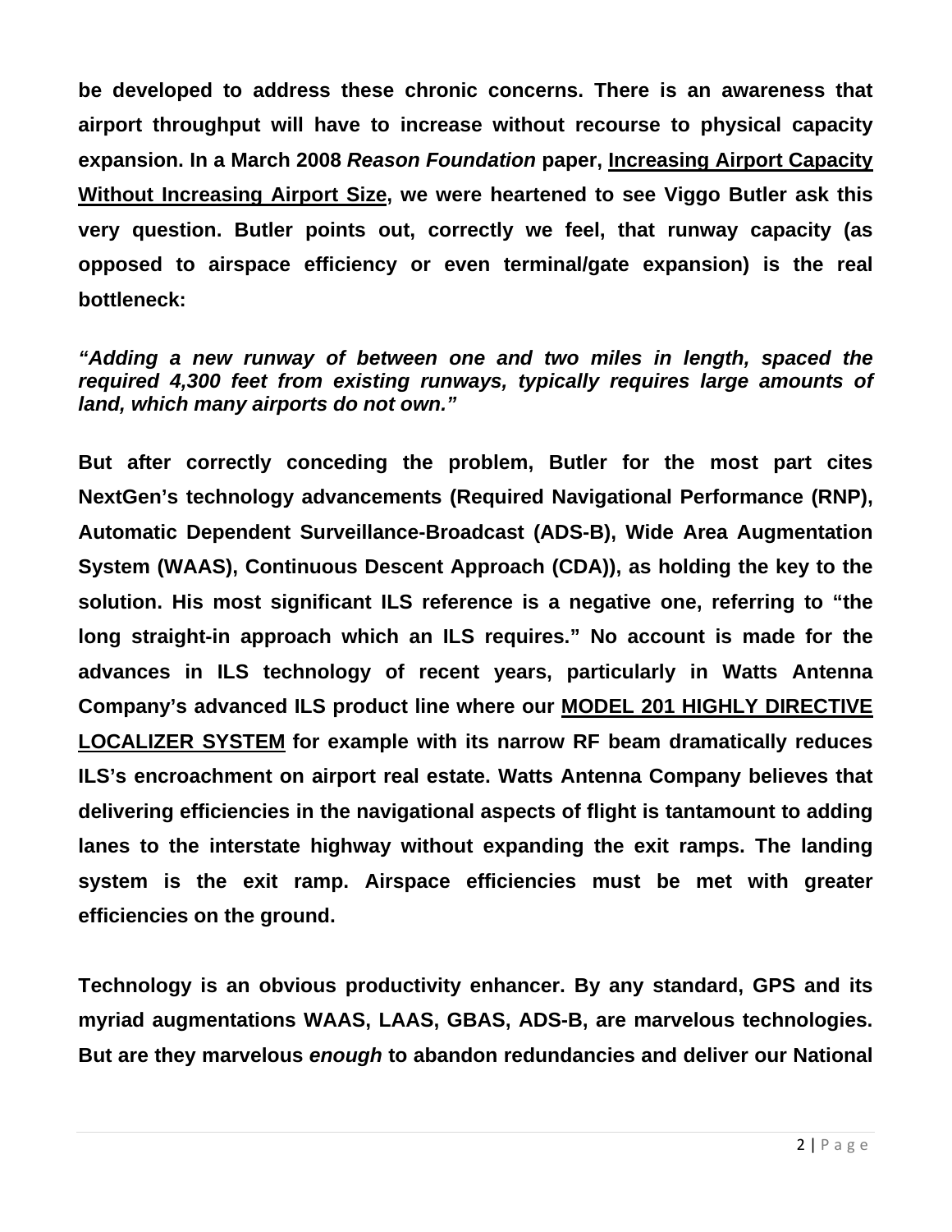**be developed to address these chronic concerns. There is an awareness that airport throughput will have to increase without recourse to physical capacity expansion. In a March 2008 *Reason Foundation* paper, Increasing Airport Capacity Without Increasing Airport Size, we were heartened to see Viggo Butler ask this very question. Butler points out, correctly we feel, that runway capacity (as opposed to airspace efficiency or even terminal/gate expansion) is the real bottleneck:**

***"Adding a new runway of between one and two miles in length, spaced the required 4,300 feet from existing runways, typically requires large amounts of land, which many airports do not own."***

**But after correctly conceding the problem, Butler for the most part cites NextGen's technology advancements (Required Navigational Performance (RNP), Automatic Dependent Surveillance-Broadcast (ADS-B), Wide Area Augmentation System (WAAS), Continuous Descent Approach (CDA)), as holding the key to the solution. His most significant ILS reference is a negative one, referring to "the long straight-in approach which an ILS requires." No account is made for the advances in ILS technology of recent years, particularly in Watts Antenna Company's advanced ILS product line where our MODEL 201 HIGHLY DIRECTIVE LOCALIZER SYSTEM for example with its narrow RF beam dramatically reduces ILS's encroachment on airport real estate. Watts Antenna Company believes that delivering efficiencies in the navigational aspects of flight is tantamount to adding lanes to the interstate highway without expanding the exit ramps. The landing system is the exit ramp. Airspace efficiencies must be met with greater efficiencies on the ground.**

**Technology is an obvious productivity enhancer. By any standard, GPS and its myriad augmentations WAAS, LAAS, GBAS, ADS-B, are marvelous technologies. But are they marvelous *enough* to abandon redundancies and deliver our National**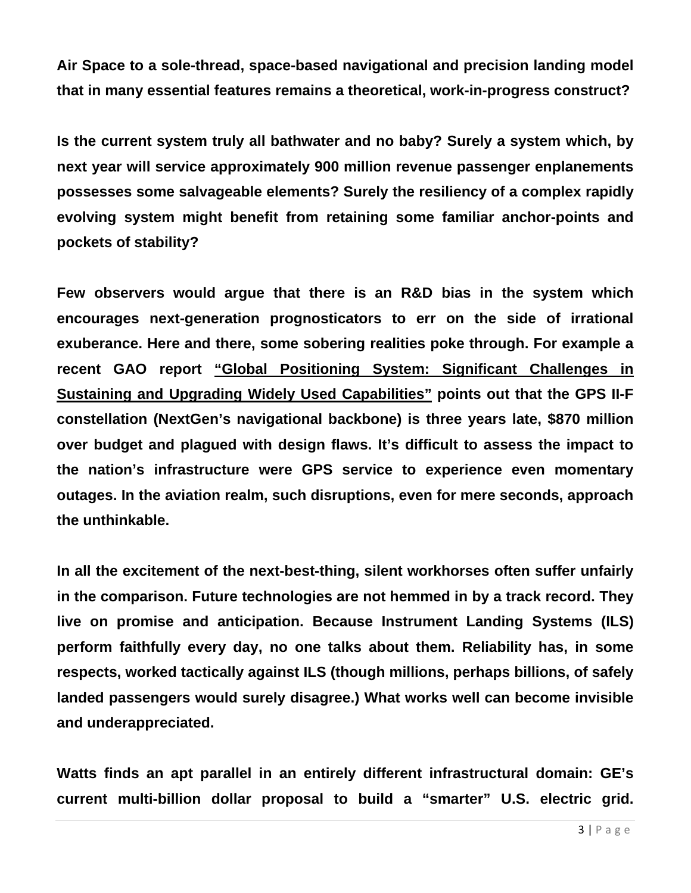**Air Space to a sole-thread, space-based navigational and precision landing model that in many essential features remains a theoretical, work-in-progress construct?**

**Is the current system truly all bathwater and no baby? Surely a system which, by next year will service approximately 900 million revenue passenger enplanements possesses some salvageable elements? Surely the resiliency of a complex rapidly evolving system might benefit from retaining some familiar anchor-points and pockets of stability?**

**Few observers would argue that there is an R&D bias in the system which encourages next-generation prognosticators to err on the side of irrational exuberance. Here and there, some sobering realities poke through. For example a recent GAO report <u>"Global Positioning System: Significant Challenges in Sustaining and Upgrading Widely Used Capabilities"</u> points out that the GPS II-F constellation (NextGen's navigational backbone) is three years late, $870 million over budget and plagued with design flaws. It's difficult to assess the impact to the nation's infrastructure were GPS service to experience even momentary outages. In the aviation realm, such disruptions, even for mere seconds, approach the unthinkable.**

**In all the excitement of the next-best-thing, silent workhorses often suffer unfairly in the comparison. Future technologies are not hemmed in by a track record. They live on promise and anticipation. Because Instrument Landing Systems (ILS) perform faithfully every day, no one talks about them. Reliability has, in some respects, worked tactically against ILS (though millions, perhaps billions, of safely landed passengers would surely disagree.) What works well can become invisible and underappreciated.**

**Watts finds an apt parallel in an entirely different infrastructural domain: GE's current multi-billion dollar proposal to build a "smarter" U.S. electric grid.**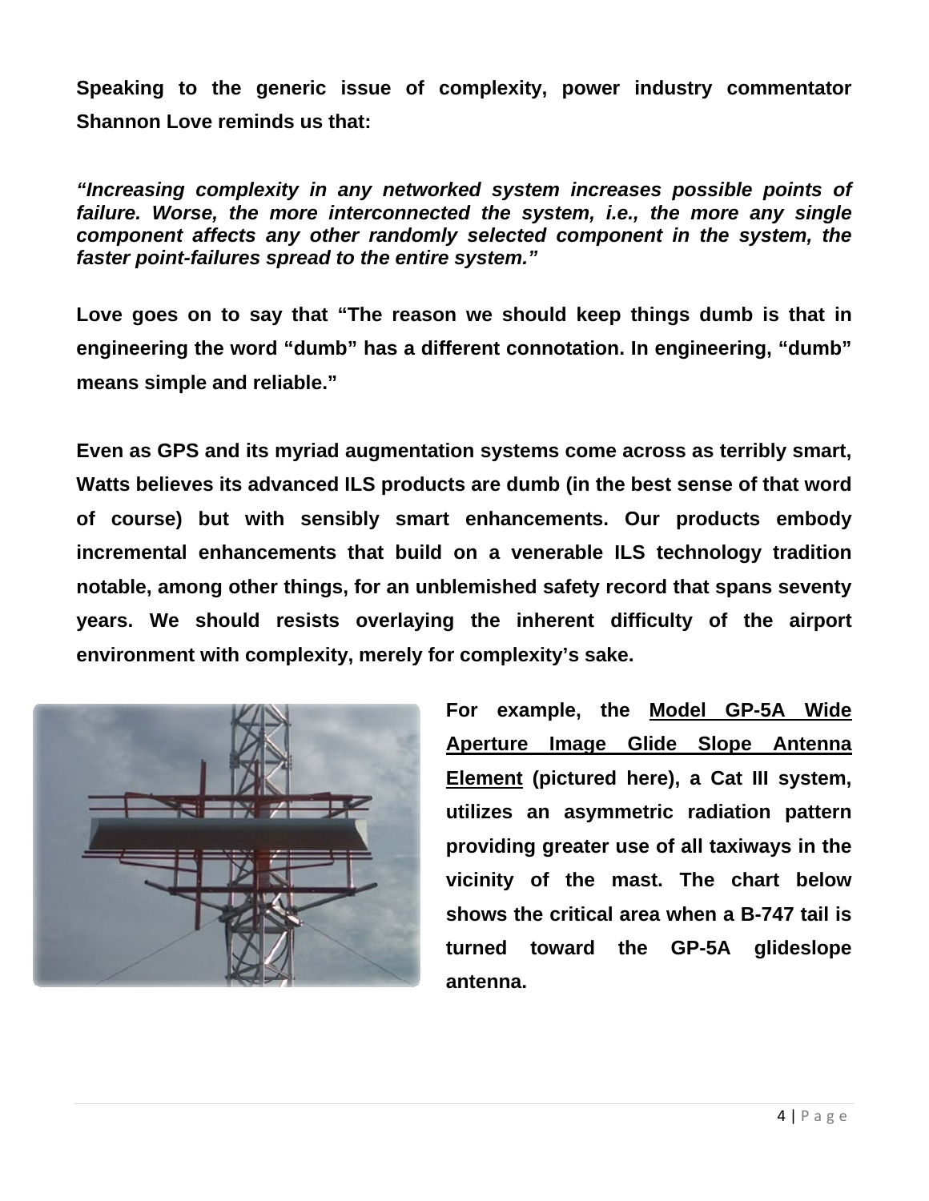**Speaking to the generic issue of complexity, power industry commentator Shannon Love reminds us that:**

***"Increasing complexity in any networked system increases possible points of failure. Worse, the more interconnected the system, i.e., the more any single component affects any other randomly selected component in the system, the faster point-failures spread to the entire system."***

**Love goes on to say that "The reason we should keep things dumb is that in engineering the word "dumb" has a different connotation. In engineering, "dumb" means simple and reliable."**

**Even as GPS and its myriad augmentation systems come across as terribly smart, Watts believes its advanced ILS products are dumb (in the best sense of that word of course) but with sensibly smart enhancements. Our products embody incremental enhancements that build on a venerable ILS technology tradition notable, among other things, for an unblemished safety record that spans seventy years. We should resists overlaying the inherent difficulty of the airport environment with complexity, merely for complexity's sake.**

**For example, the <u>Model GP-5A Wide Aperture Image Glide Slope Antenna Element</u> (pictured here), a Cat III system, utilizes an asymmetric radiation pattern providing greater use of all taxiways in the vicinity of the mast. The chart below shows the critical area when a B-747 tail is turned toward the GP-5A glideslope antenna.**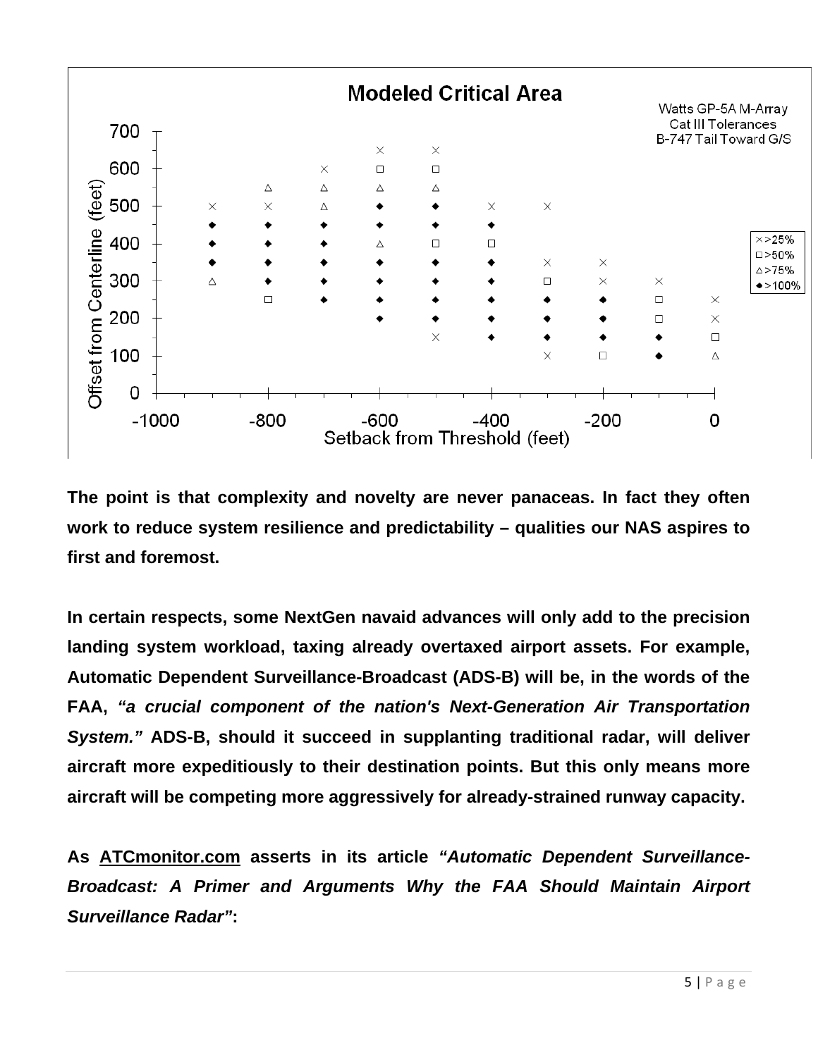**The point is that complexity and novelty are never panaceas. In fact they often work to reduce system resilience and predictability – qualities our NAS aspires to first and foremost.**

**In certain respects, some NextGen navaid advances will only add to the precision landing system workload, taxing already overtaxed airport assets. For example, Automatic Dependent Surveillance-Broadcast (ADS-B) will be, in the words of the FAA, *"a crucial component of the nation's Next-Generation Air Transportation System."* ADS-B, should it succeed in supplanting traditional radar, will deliver aircraft more expeditiously to their destination points. But this only means more aircraft will be competing more aggressively for already-strained runway capacity.**

**As <u>ATCmonitor.com</u> asserts in its article *"Automatic Dependent Surveillance-Broadcast: A Primer and Arguments Why the FAA Should Maintain Airport Surveillance Radar"*:**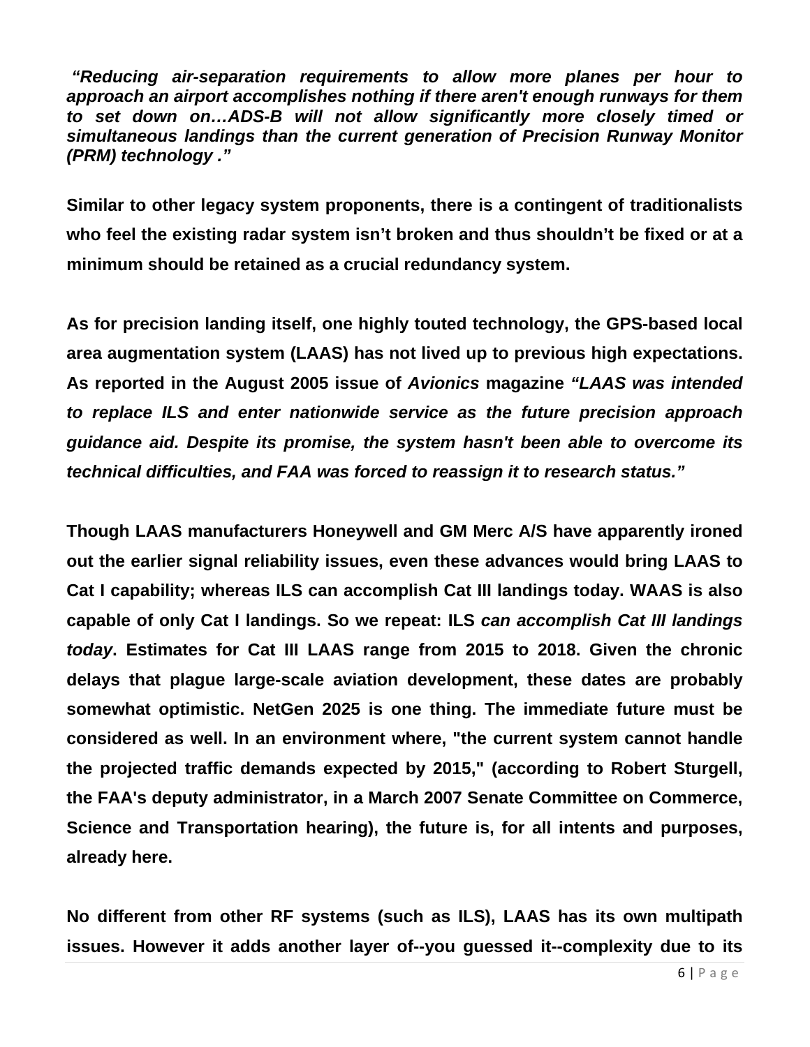***"Reducing air-separation requirements to allow more planes per hour to approach an airport accomplishes nothing if there aren't enough runways for them to set down on…ADS-B will not allow significantly more closely timed or simultaneous landings than the current generation of Precision Runway Monitor (PRM) technology ."***

**Similar to other legacy system proponents, there is a contingent of traditionalists who feel the existing radar system isn't broken and thus shouldn't be fixed or at a minimum should be retained as a crucial redundancy system.**

**As for precision landing itself, one highly touted technology, the GPS-based local area augmentation system (LAAS) has not lived up to previous high expectations. As reported in the August 2005 issue of *Avionics* magazine *"LAAS was intended to replace ILS and enter nationwide service as the future precision approach guidance aid. Despite its promise, the system hasn't been able to overcome its technical difficulties, and FAA was forced to reassign it to research status."***

**Though LAAS manufacturers Honeywell and GM Merc A/S have apparently ironed out the earlier signal reliability issues, even these advances would bring LAAS to Cat I capability; whereas ILS can accomplish Cat III landings today. WAAS is also capable of only Cat I landings. So we repeat: ILS *can accomplish Cat III landings today*. Estimates for Cat III LAAS range from 2015 to 2018. Given the chronic delays that plague large-scale aviation development, these dates are probably somewhat optimistic. NetGen 2025 is one thing. The immediate future must be considered as well. In an environment where, "the current system cannot handle the projected traffic demands expected by 2015," (according to Robert Sturgell, the FAA's deputy administrator, in a March 2007 Senate Committee on Commerce, Science and Transportation hearing), the future is, for all intents and purposes, already here.**

**No different from other RF systems (such as ILS), LAAS has its own multipath issues. However it adds another layer of--you guessed it--complexity due to its**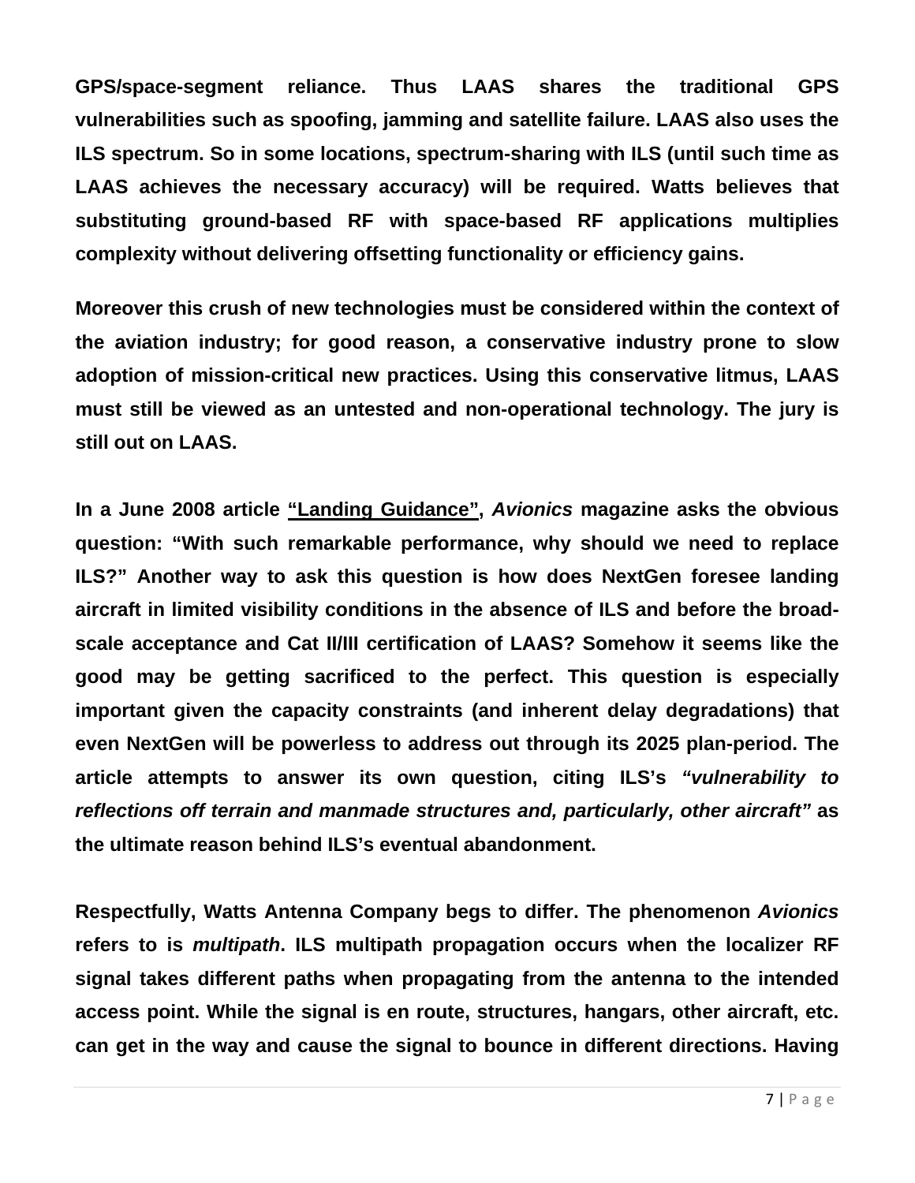**GPS/space-segment reliance. Thus LAAS shares the traditional GPS vulnerabilities such as spoofing, jamming and satellite failure. LAAS also uses the ILS spectrum. So in some locations, spectrum-sharing with ILS (until such time as LAAS achieves the necessary accuracy) will be required. Watts believes that substituting ground-based RF with space-based RF applications multiplies complexity without delivering offsetting functionality or efficiency gains.**

**Moreover this crush of new technologies must be considered within the context of the aviation industry; for good reason, a conservative industry prone to slow adoption of mission-critical new practices. Using this conservative litmus, LAAS must still be viewed as an untested and non-operational technology. The jury is still out on LAAS.**

**In a June 2008 article "Landing Guidance", *Avionics* magazine asks the obvious question: "With such remarkable performance, why should we need to replace ILS?" Another way to ask this question is how does NextGen foresee landing aircraft in limited visibility conditions in the absence of ILS and before the broad-scale acceptance and Cat II/III certification of LAAS? Somehow it seems like the good may be getting sacrificed to the perfect. This question is especially important given the capacity constraints (and inherent delay degradations) that even NextGen will be powerless to address out through its 2025 plan-period. The article attempts to answer its own question, citing ILS's *"vulnerability to reflections off terrain and manmade structures and, particularly, other aircraft"* as the ultimate reason behind ILS's eventual abandonment.**

**Respectfully, Watts Antenna Company begs to differ. The phenomenon *Avionics* refers to is *multipath*. ILS multipath propagation occurs when the localizer RF signal takes different paths when propagating from the antenna to the intended access point. While the signal is en route, structures, hangars, other aircraft, etc. can get in the way and cause the signal to bounce in different directions. Having**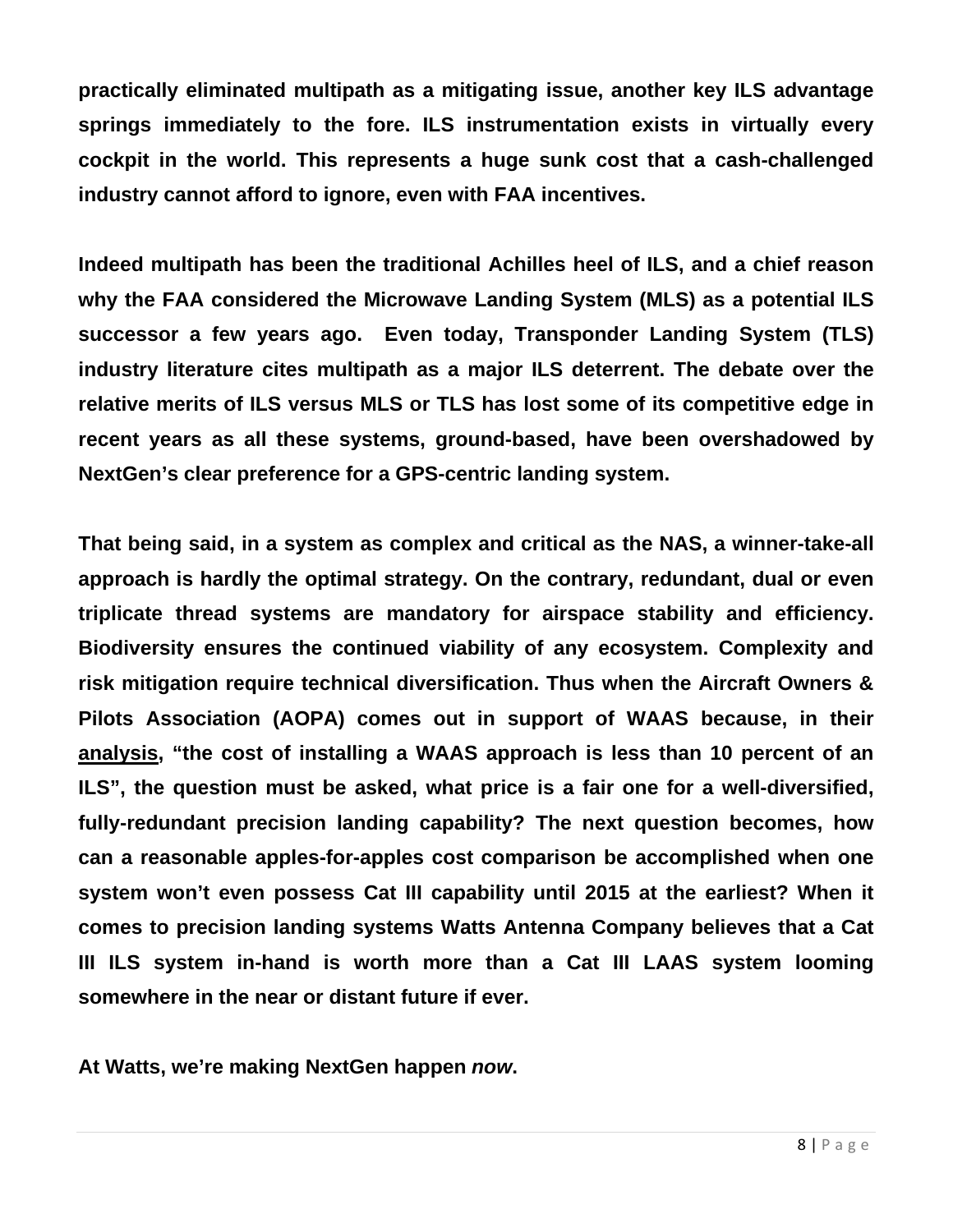**practically eliminated multipath as a mitigating issue, another key ILS advantage springs immediately to the fore. ILS instrumentation exists in virtually every cockpit in the world. This represents a huge sunk cost that a cash-challenged industry cannot afford to ignore, even with FAA incentives.**

**Indeed multipath has been the traditional Achilles heel of ILS, and a chief reason why the FAA considered the Microwave Landing System (MLS) as a potential ILS successor a few years ago. Even today, Transponder Landing System (TLS) industry literature cites multipath as a major ILS deterrent. The debate over the relative merits of ILS versus MLS or TLS has lost some of its competitive edge in recent years as all these systems, ground-based, have been overshadowed by NextGen's clear preference for a GPS-centric landing system.**

**That being said, in a system as complex and critical as the NAS, a winner-take-all approach is hardly the optimal strategy. On the contrary, redundant, dual or even triplicate thread systems are mandatory for airspace stability and efficiency. Biodiversity ensures the continued viability of any ecosystem. Complexity and risk mitigation require technical diversification. Thus when the Aircraft Owners & Pilots Association (AOPA) comes out in support of WAAS because, in their analysis, "the cost of installing a WAAS approach is less than 10 percent of an ILS", the question must be asked, what price is a fair one for a well-diversified, fully-redundant precision landing capability? The next question becomes, how can a reasonable apples-for-apples cost comparison be accomplished when one system won't even possess Cat III capability until 2015 at the earliest? When it comes to precision landing systems Watts Antenna Company believes that a Cat III ILS system in-hand is worth more than a Cat III LAAS system looming somewhere in the near or distant future if ever.**

**At Watts, we're making NextGen happen *now*.**